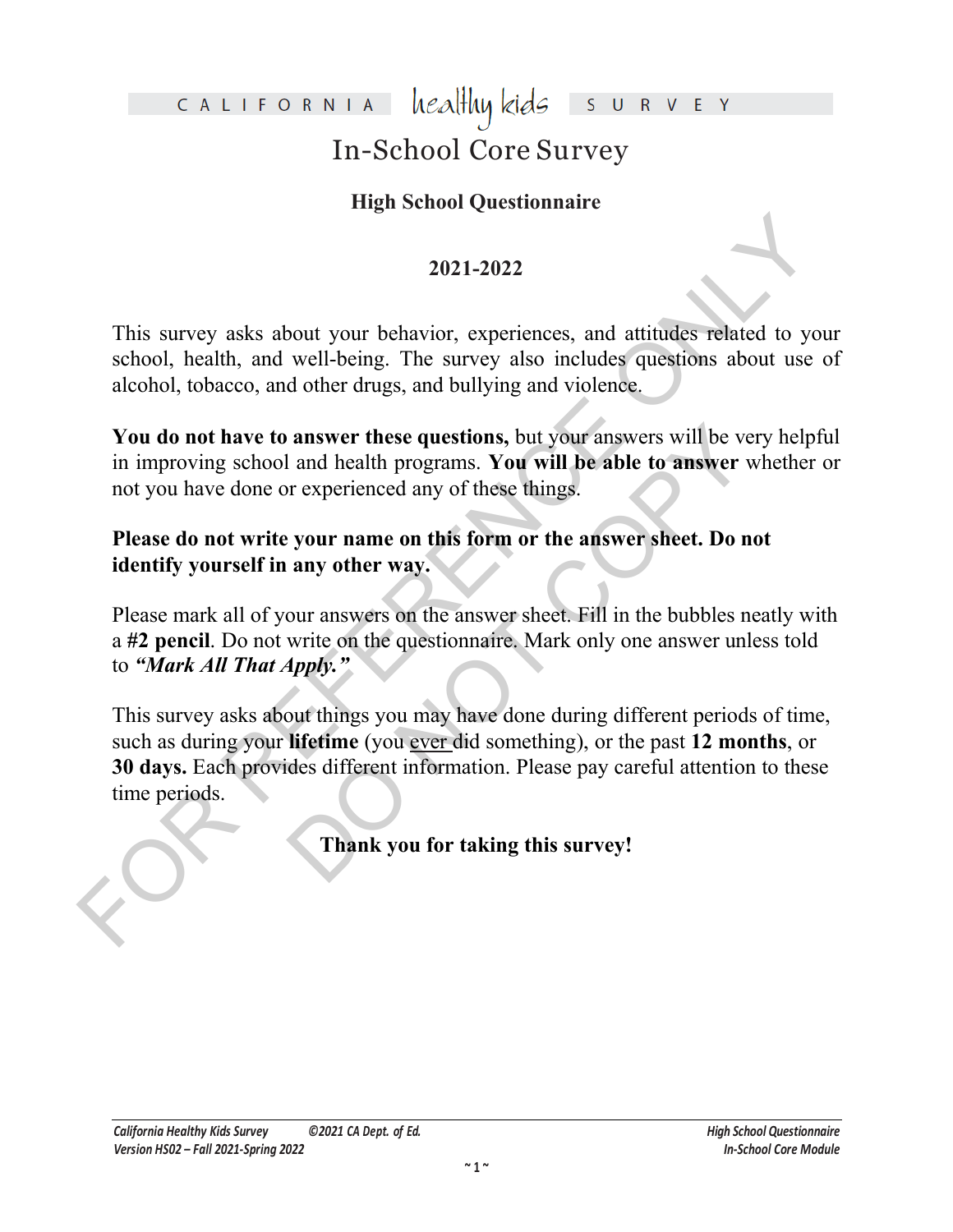CALIFORNIA healthy kids SURVEY

# In-School Core Survey

## High School Questionnaire

### 2021-2022

This survey asks about your behavior, experiences, and attitudes related to your school, health, and well-being. The survey also includes questions about use of alcohol, tobacco, and other drugs, and bullying and violence.

**You do not have to answer these questions,** but your answers will be very helpful in improving school and health programs. **You will be able to answer** whether or not you have done or experienced any of these things.

**Please do not write your name on this form or the answer sheet. Do not identify yourself in any other way.**

Please mark all of your answers on the answer sheet. Fill in the bubbles neatly with a **#2 pencil**. Do not write on the questionnaire. Mark only one answer unless told to ***"Mark All That Apply."***

This survey asks about things you may have done during different periods of time, such as during your **lifetime** (you ever did something), or the past **12 months**, or **30 days.** Each provides different information. Please pay careful attention to these time periods.

**Thank you for taking this survey!**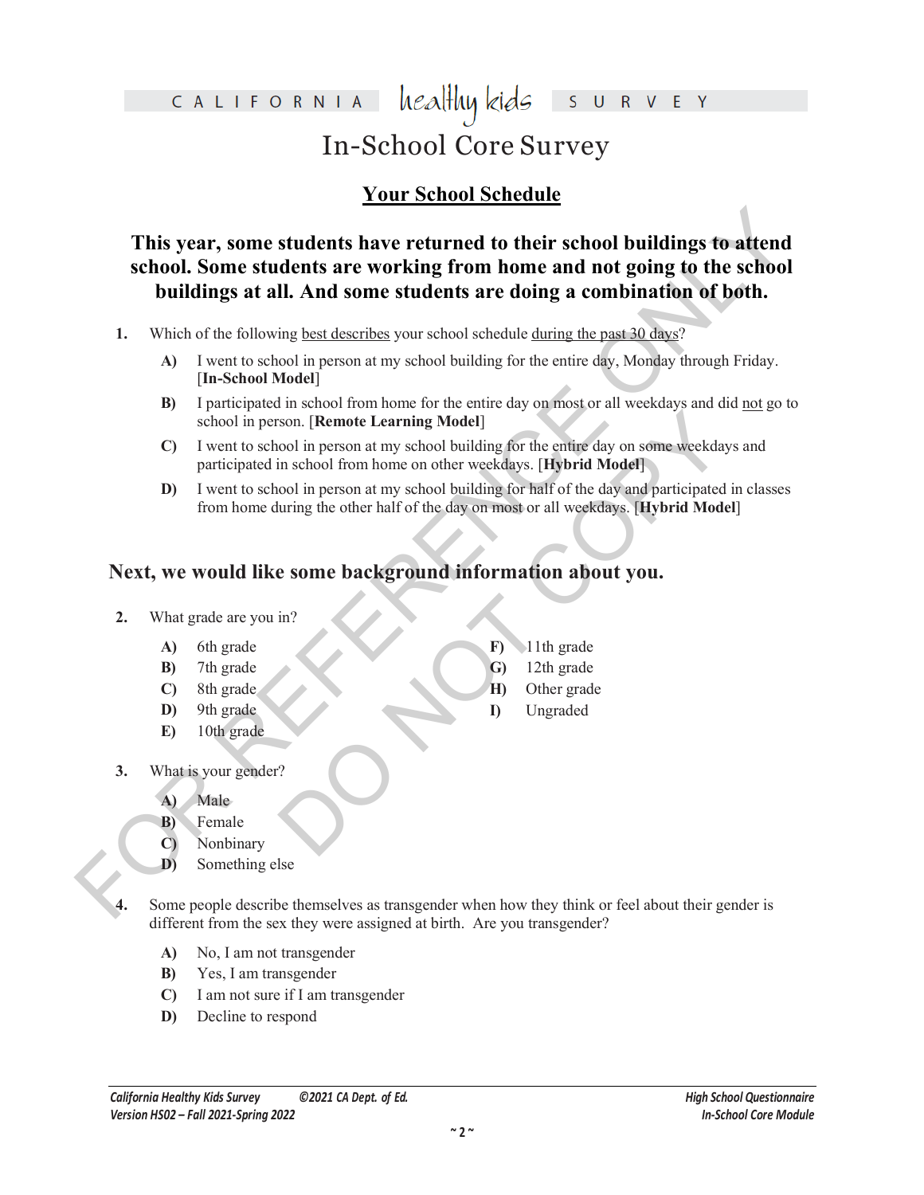# In-School Core Survey

## Your School Schedule

### This year, some students have returned to their school buildings to attend school. Some students are working from home and not going to the school buildings at all. And some students are doing a combination of both.

**1.** Which of the following best describes your school schedule during the past 30 days?

- **A)** I went to school in person at my school building for the entire day, Monday through Friday. [**In-School Model**]
- **B)** I participated in school from home for the entire day on most or all weekdays and did not go to school in person. [**Remote Learning Model**]
- **C)** I went to school in person at my school building for the entire day on some weekdays and participated in school from home on other weekdays. [**Hybrid Model**]
- **D)** I went to school in person at my school building for half of the day and participated in classes from home during the other half of the day on most or all weekdays. [**Hybrid Model**]

## Next, we would like some background information about you.

**2.** What grade are you in?

- **A)** 6th grade
- **B)** 7th grade
- **C)** 8th grade
- **D)** 9th grade
- **E)** 10th grade
- **F)** 11th grade
- **G)** 12th grade
- **H)** Other grade
- **I)** Ungraded

**3.** What is your gender?

- **A)** Male
- **B)** Female
- **C)** Nonbinary
- **D)** Something else

**4.** Some people describe themselves as transgender when how they think or feel about their gender is different from the sex they were assigned at birth. Are you transgender?

- **A)** No, I am not transgender
- **B)** Yes, I am transgender
- **C)** I am not sure if I am transgender
- **D)** Decline to respond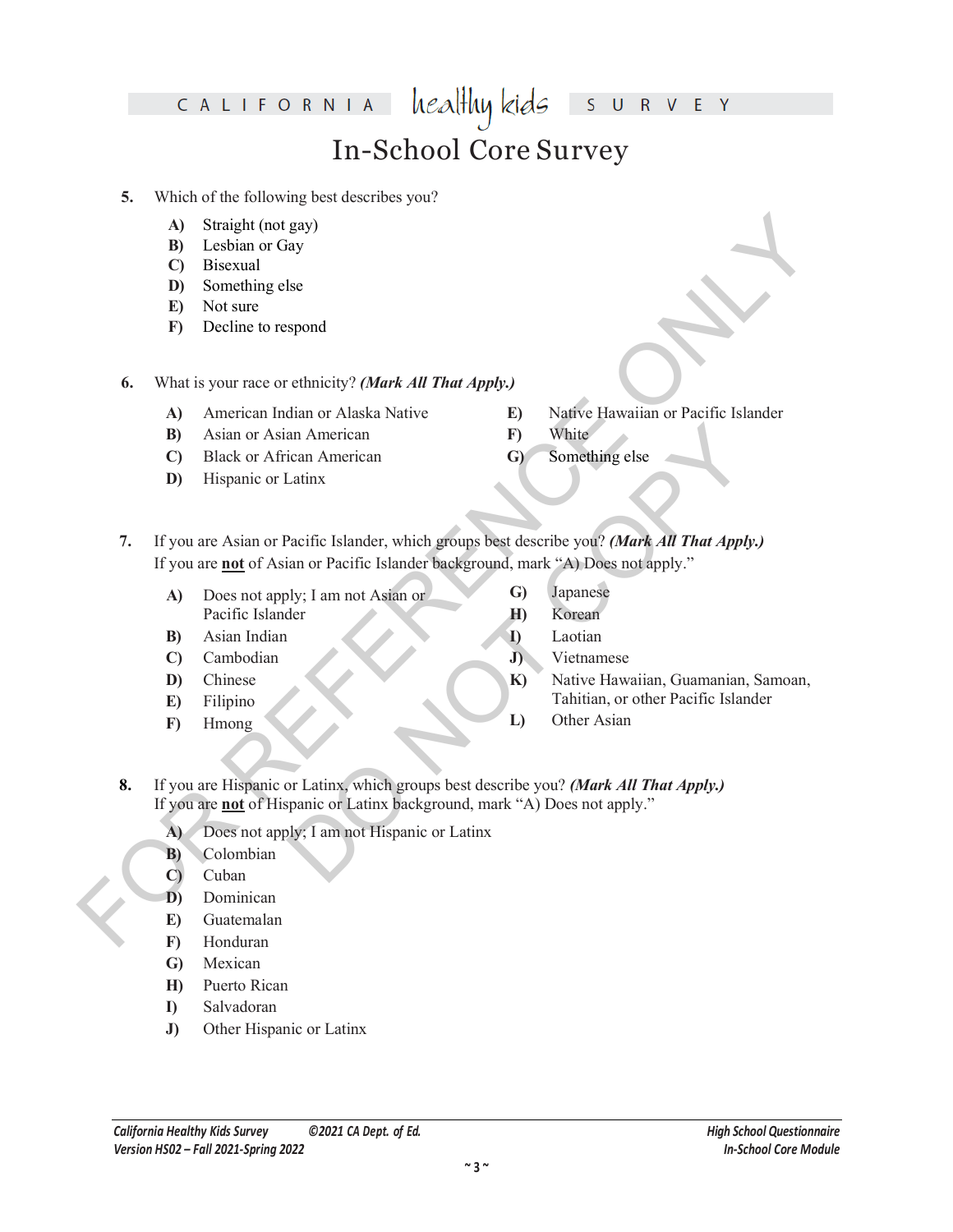# In-School Core Survey

**5.** Which of the following best describes you?

- **A)** Straight (not gay)
- **B)** Lesbian or Gay
- **C)** Bisexual
- **D)** Something else
- **E)** Not sure
- **F)** Decline to respond

**6.** What is your race or ethnicity? ***(Mark All That Apply.)***

- **A)** American Indian or Alaska Native
- **B)** Asian or Asian American
- **C)** Black or African American
- **D)** Hispanic or Latinx
- **E)** Native Hawaiian or Pacific Islander
- **F)** White
- **G)** Something else

**7.** If you are Asian or Pacific Islander, which groups best describe you? ***(Mark All That Apply.)***
If you are **not** of Asian or Pacific Islander background, mark "A) Does not apply."

- **A)** Does not apply; I am not Asian or Pacific Islander
- **B)** Asian Indian
- **C)** Cambodian
- **D)** Chinese
- **E)** Filipino
- **F)** Hmong
- **G)** Japanese
- **H)** Korean
- **I)** Laotian
- **J)** Vietnamese
- **K)** Native Hawaiian, Guamanian, Samoan, Tahitian, or other Pacific Islander
- **L)** Other Asian

**8.** If you are Hispanic or Latinx, which groups best describe you? ***(Mark All That Apply.)***
If you are **not** of Hispanic or Latinx background, mark "A) Does not apply."

- **A)** Does not apply; I am not Hispanic or Latinx
- **B)** Colombian
- **C)** Cuban
- **D)** Dominican
- **E)** Guatemalan
- **F)** Honduran
- **G)** Mexican
- **H)** Puerto Rican
- **I)** Salvadoran
- **J)** Other Hispanic or Latinx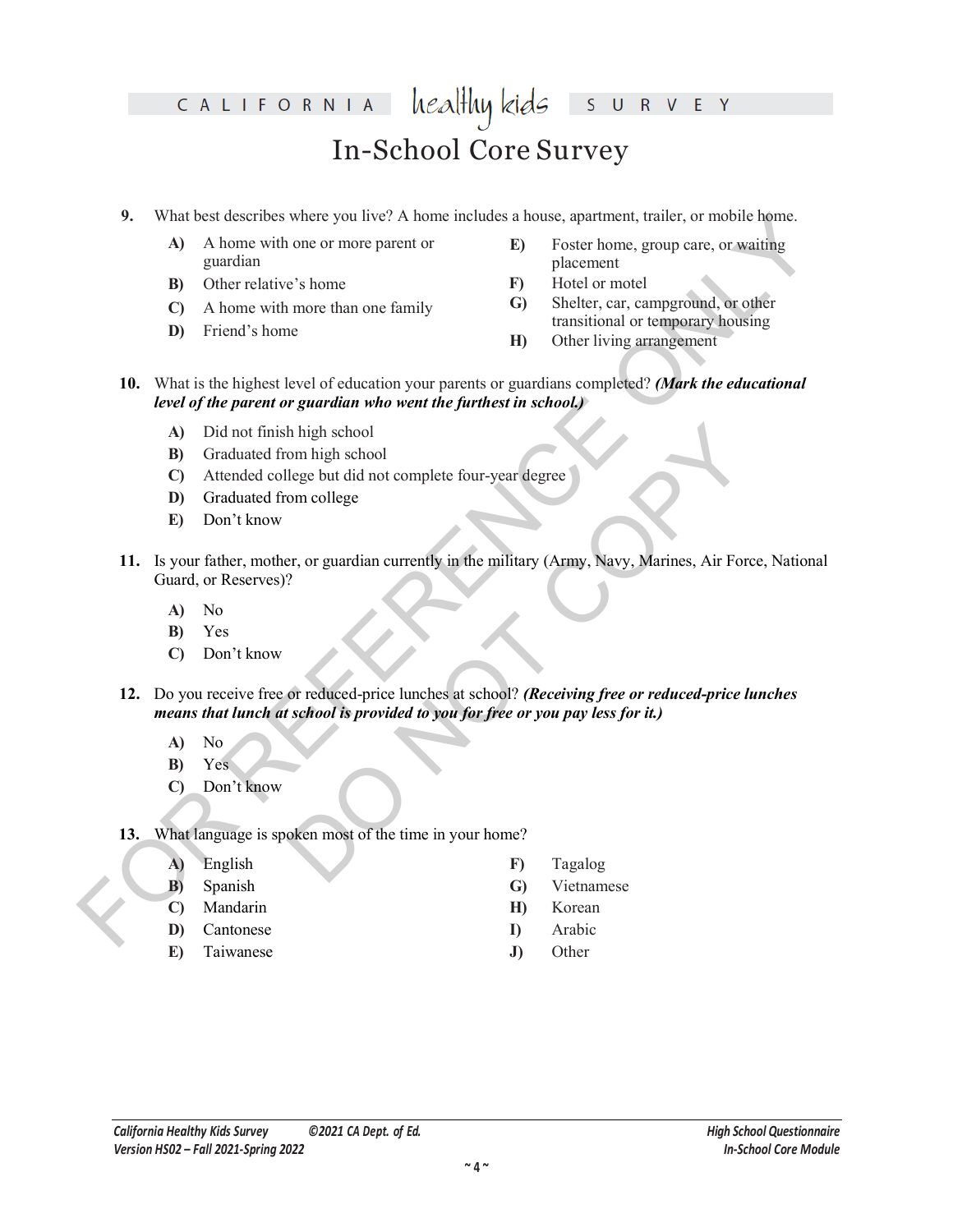# In-School Core Survey

**9.** What best describes where you live? A home includes a house, apartment, trailer, or mobile home.

- **A)** A home with one or more parent or guardian
- **B)** Other relative's home
- **C)** A home with more than one family
- **D)** Friend's home
- **E)** Foster home, group care, or waiting placement
- **F)** Hotel or motel
- **G)** Shelter, car, campground, or other transitional or temporary housing
- **H)** Other living arrangement

**10.** What is the highest level of education your parents or guardians completed? ***(Mark the educational level of the parent or guardian who went the furthest in school.)***

- **A)** Did not finish high school
- **B)** Graduated from high school
- **C)** Attended college but did not complete four-year degree
- **D)** Graduated from college
- **E)** Don't know

**11.** Is your father, mother, or guardian currently in the military (Army, Navy, Marines, Air Force, National Guard, or Reserves)?

- **A)** No
- **B)** Yes
- **C)** Don't know

**12.** Do you receive free or reduced-price lunches at school? ***(Receiving free or reduced-price lunches means that lunch at school is provided to you for free or you pay less for it.)***

- **A)** No
- **B)** Yes
- **C)** Don't know

**13.** What language is spoken most of the time in your home?

- **A)** English
- **B)** Spanish
- **C)** Mandarin
- **D)** Cantonese
- **E)** Taiwanese
- **F)** Tagalog
- **G)** Vietnamese
- **H)** Korean
- **I)** Arabic
- **J)** Other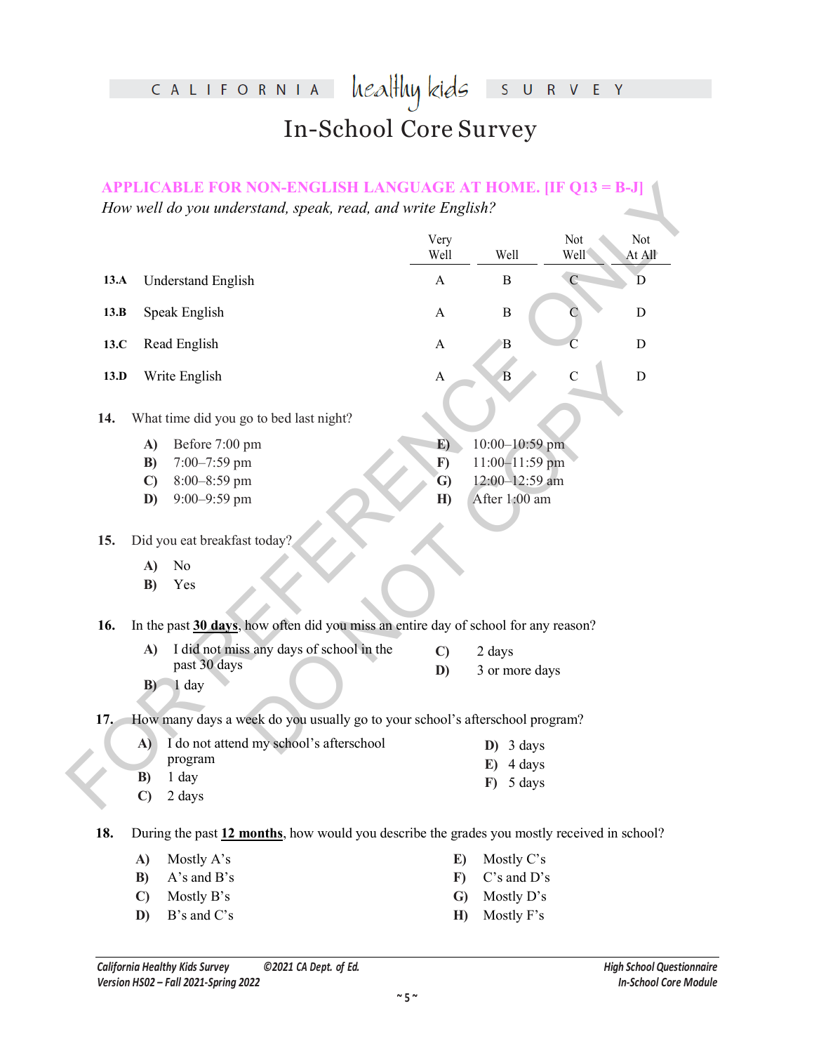**APPLICABLE FOR NON-ENGLISH LANGUAGE AT HOME. [IF Q13 = B-J]**

*How well do you understand, speak, read, and write English?*

| | | Very Well | Well | Not Well | Not At All |
|---|---|---|---|---|---|
| **13.A** | Understand English | A | B | C | D |
| **13.B** | Speak English | A | B | C | D |
| **13.C** | Read English | A | B | C | D |
| **13.D** | Write English | A | B | C | D |

**14.** What time did you go to bed last night?

- **A)** Before 7:00 pm
- **B)** 7:00–7:59 pm
- **C)** 8:00–8:59 pm
- **D)** 9:00–9:59 pm
- **E)** 10:00–10:59 pm
- **F)** 11:00–11:59 pm
- **G)** 12:00–12:59 am
- **H)** After 1:00 am

**15.** Did you eat breakfast today?

- **A)** No
- **B)** Yes

**16.** In the past **30 days**, how often did you miss an entire day of school for any reason?

- **A)** I did not miss any days of school in the past 30 days
- **B)** 1 day
- **C)** 2 days
- **D)** 3 or more days

**17.** How many days a week do you usually go to your school's afterschool program?

- **A)** I do not attend my school's afterschool program
- **B)** 1 day
- **C)** 2 days
- **D)** 3 days
- **E)** 4 days
- **F)** 5 days

**18.** During the past **12 months**, how would you describe the grades you mostly received in school?

- **A)** Mostly A's
- **B)** A's and B's
- **C)** Mostly B's
- **D)** B's and C's
- **E)** Mostly C's
- **F)** C's and D's
- **G)** Mostly D's
- **H)** Mostly F's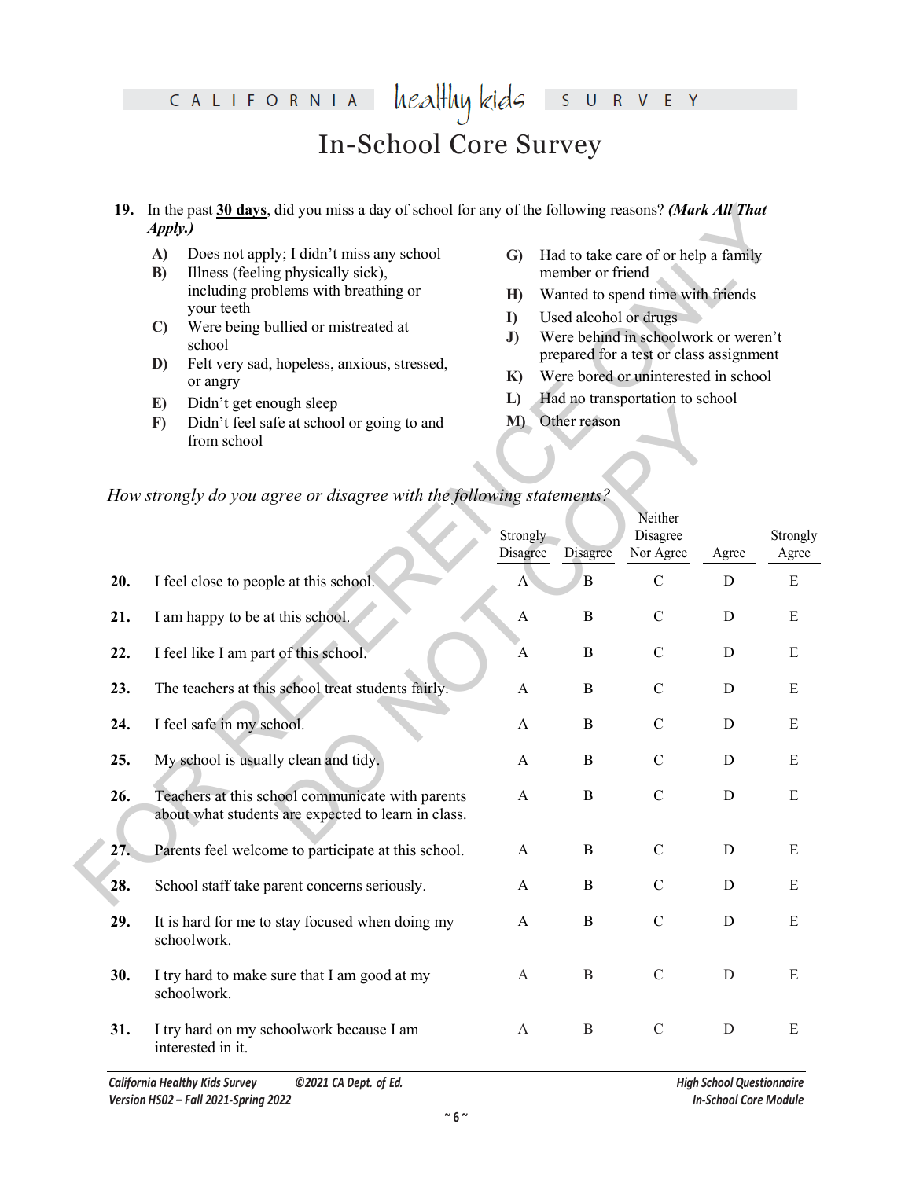# In-School Core Survey

**19.** In the past **<u>30 days</u>**, did you miss a day of school for any of the following reasons? ***(Mark All That Apply.)***

- **A)** Does not apply; I didn't miss any school
- **B)** Illness (feeling physically sick), including problems with breathing or your teeth
- **C)** Were being bullied or mistreated at school
- **D)** Felt very sad, hopeless, anxious, stressed, or angry
- **E)** Didn't get enough sleep
- **F)** Didn't feel safe at school or going to and from school
- **G)** Had to take care of or help a family member or friend
- **H)** Wanted to spend time with friends
- **I)** Used alcohol or drugs
- **J)** Were behind in schoolwork or weren't prepared for a test or class assignment
- **K)** Were bored or uninterested in school
- **L)** Had no transportation to school
- **M)** Other reason

*How strongly do you agree or disagree with the following statements?*

| | | Strongly Disagree | Disagree | Neither Disagree Nor Agree | Agree | Strongly Agree |
|---|---|---|---|---|---|---|
| **20.** | I feel close to people at this school. | A | B | C | D | E |
| **21.** | I am happy to be at this school. | A | B | C | D | E |
| **22.** | I feel like I am part of this school. | A | B | C | D | E |
| **23.** | The teachers at this school treat students fairly. | A | B | C | D | E |
| **24.** | I feel safe in my school. | A | B | C | D | E |
| **25.** | My school is usually clean and tidy. | A | B | C | D | E |
| **26.** | Teachers at this school communicate with parents about what students are expected to learn in class. | A | B | C | D | E |
| **27.** | Parents feel welcome to participate at this school. | A | B | C | D | E |
| **28.** | School staff take parent concerns seriously. | A | B | C | D | E |
| **29.** | It is hard for me to stay focused when doing my schoolwork. | A | B | C | D | E |
| **30.** | I try hard to make sure that I am good at my schoolwork. | A | B | C | D | E |
| **31.** | I try hard on my schoolwork because I am interested in it. | A | B | C | D | E |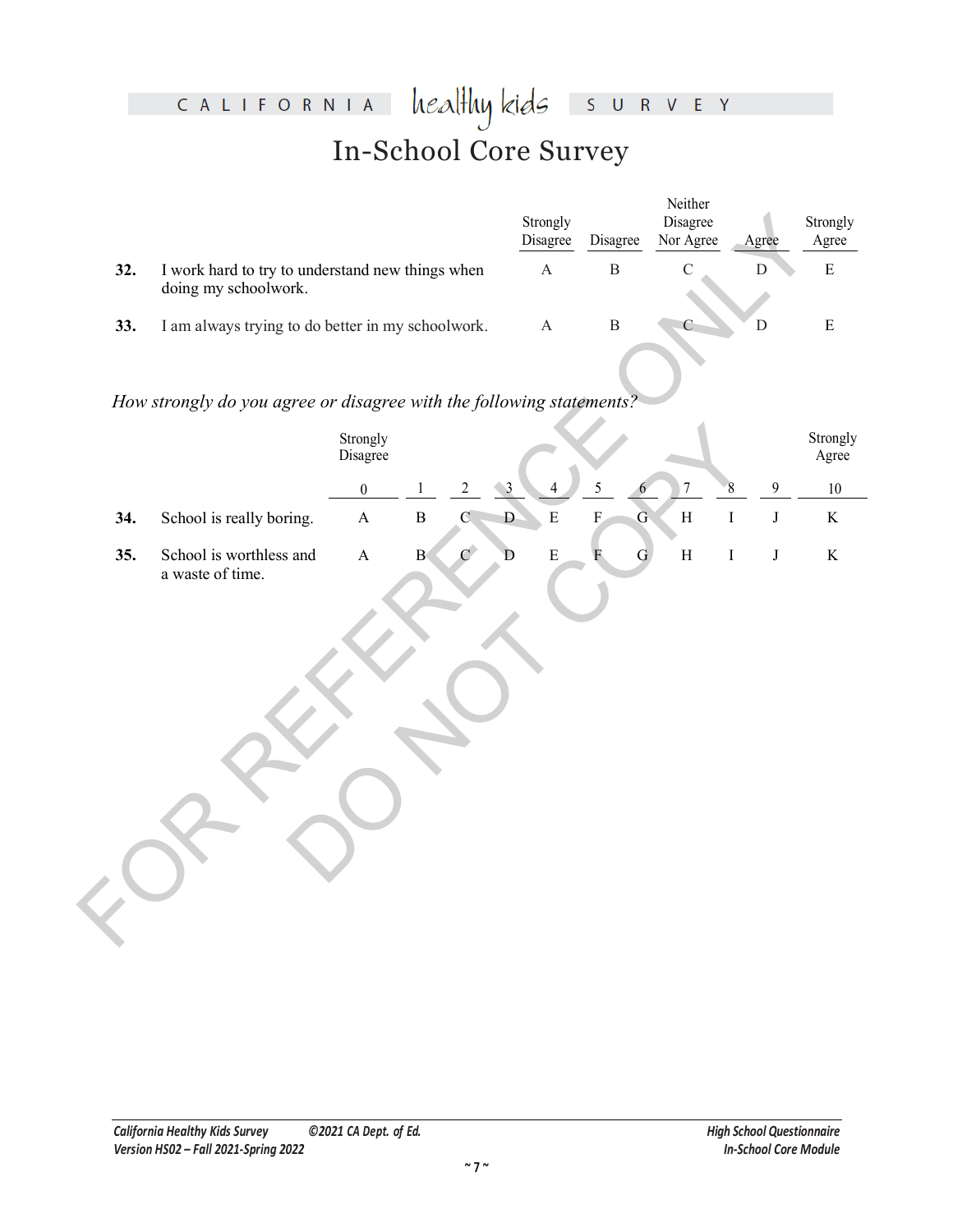# In-School Core Survey

| | | Strongly Disagree | Disagree | Neither Disagree Nor Agree | Agree | Strongly Agree |
|---|---|---|---|---|---|---|
| **32.** | I work hard to try to understand new things when doing my schoolwork. | A | B | C | D | E |
| **33.** | I am always trying to do better in my schoolwork. | A | B | C | D | E |

*How strongly do you agree or disagree with the following statements?*

| | | Strongly Disagree 0 | 1 | 2 | 3 | 4 | 5 | 6 | 7 | 8 | 9 | Strongly Agree 10 |
|---|---|---|---|---|---|---|---|---|---|---|---|---|
| **34.** | School is really boring. | A | B | C | D | E | F | G | H | I | J | K |
| **35.** | School is worthless and a waste of time. | A | B | C | D | E | F | G | H | I | J | K |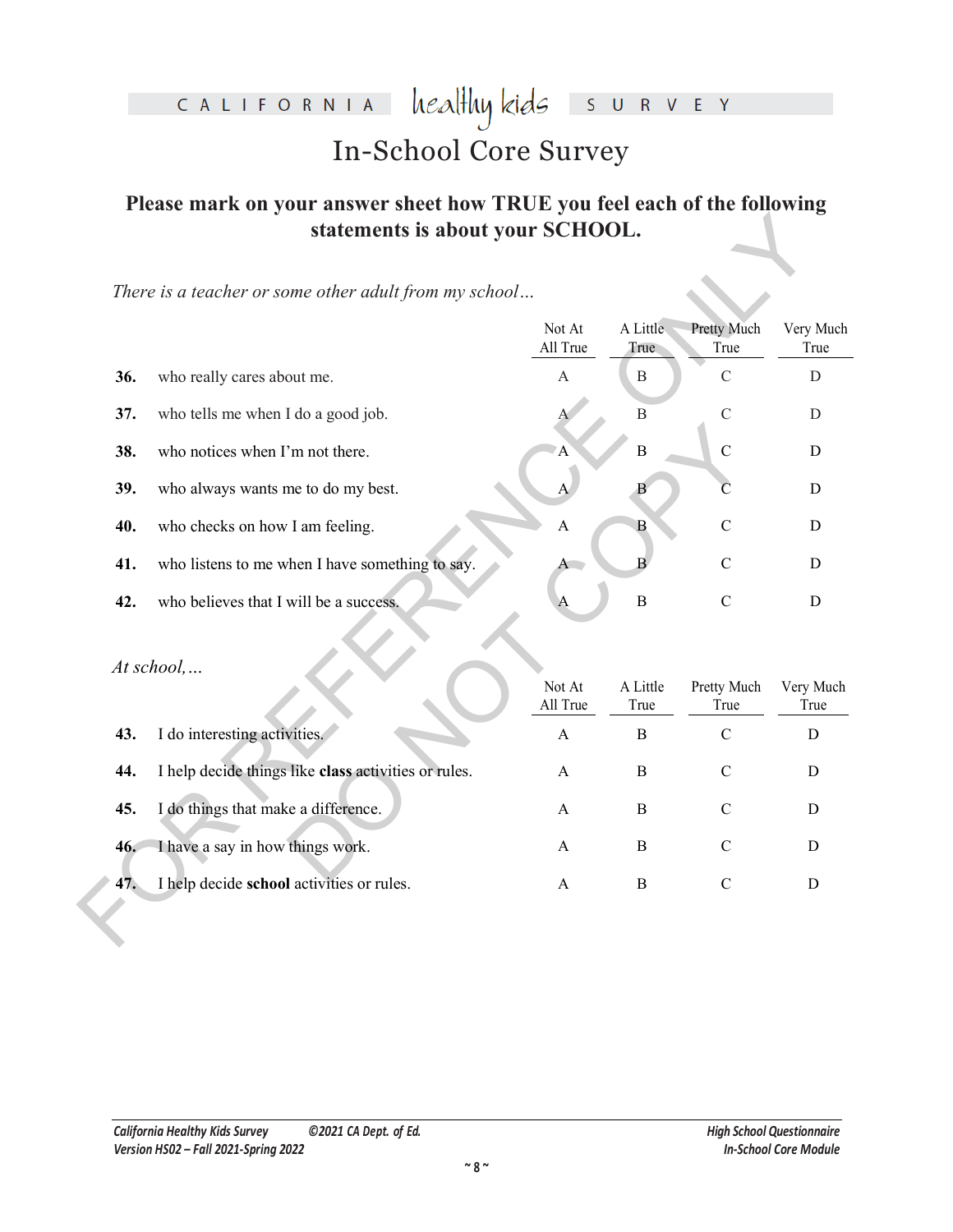# In-School Core Survey

## Please mark on your answer sheet how TRUE you feel each of the following statements is about your SCHOOL.

*There is a teacher or some other adult from my school…*

| | | Not At All True | A Little True | Pretty Much True | Very Much True |
|---|---|---|---|---|---|
| **36.** | who really cares about me. | A | B | C | D |
| **37.** | who tells me when I do a good job. | A | B | C | D |
| **38.** | who notices when I'm not there. | A | B | C | D |
| **39.** | who always wants me to do my best. | A | B | C | D |
| **40.** | who checks on how I am feeling. | A | B | C | D |
| **41.** | who listens to me when I have something to say. | A | B | C | D |
| **42.** | who believes that I will be a success. | A | B | C | D |

*At school,…*

| | | Not At All True | A Little True | Pretty Much True | Very Much True |
|---|---|---|---|---|---|
| **43.** | I do interesting activities. | A | B | C | D |
| **44.** | I help decide things like **class** activities or rules. | A | B | C | D |
| **45.** | I do things that make a difference. | A | B | C | D |
| **46.** | I have a say in how things work. | A | B | C | D |
| **47.** | I help decide **school** activities or rules. | A | B | C | D |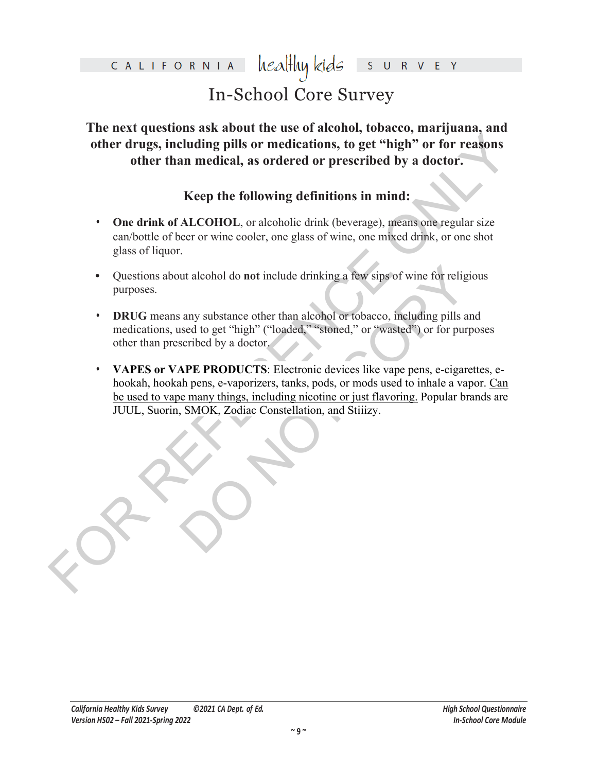**The next questions ask about the use of alcohol, tobacco, marijuana, and other drugs, including pills or medications, to get "high" or for reasons other than medical, as ordered or prescribed by a doctor.**

**Keep the following definitions in mind:**

- **One drink of ALCOHOL**, or alcoholic drink (beverage), means one regular size can/bottle of beer or wine cooler, one glass of wine, one mixed drink, or one shot glass of liquor.
- Questions about alcohol do **not** include drinking a few sips of wine for religious purposes.
- **DRUG** means any substance other than alcohol or tobacco, including pills and medications, used to get "high" ("loaded," "stoned," or "wasted") or for purposes other than prescribed by a doctor.
- **VAPES or VAPE PRODUCTS**: Electronic devices like vape pens, e-cigarettes, e-hookah, hookah pens, e-vaporizers, tanks, pods, or mods used to inhale a vapor. <u>Can be used to vape many things, including nicotine or just flavoring.</u> Popular brands are JUUL, Suorin, SMOK, Zodiac Constellation, and Stiiizy.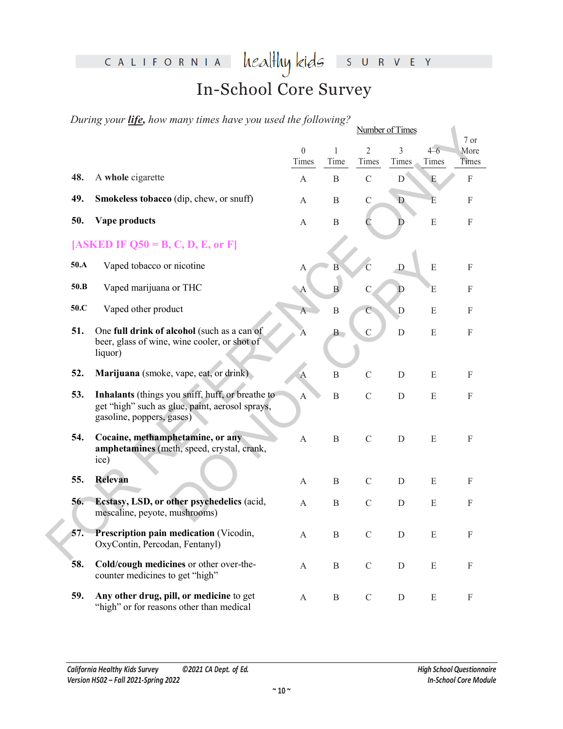# CALIFORNIA healthy kids SURVEY

## In-School Core Survey

*During your **life**, how many times have you used the following?*

| | | Number of Times | | | | | |
|---|---|---|---|---|---|---|---|
| | | 0 Times | 1 Time | 2 Times | 3 Times | 4–6 Times | 7 or More Times |
| **48.** | A **whole** cigarette | A | B | C | D | E | F |
| **49.** | **Smokeless tobacco** (dip, chew, or snuff) | A | B | C | D | E | F |
| **50.** | **Vape products** | A | B | C | D | E | F |
| | **[ASKED IF Q50 = B, C, D, E, or F]** | | | | | | |
| **50.A** | Vaped tobacco or nicotine | A | B | C | D | E | F |
| **50.B** | Vaped marijuana or THC | A | B | C | D | E | F |
| **50.C** | Vaped other product | A | B | C | D | E | F |
| **51.** | One **full drink of alcohol** (such as a can of beer, glass of wine, wine cooler, or shot of liquor) | A | B | C | D | E | F |
| **52.** | **Marijuana** (smoke, vape, eat, or drink) | A | B | C | D | E | F |
| **53.** | **Inhalants** (things you sniff, huff, or breathe to get "high" such as glue, paint, aerosol sprays, gasoline, poppers, gases) | A | B | C | D | E | F |
| **54.** | **Cocaine, methamphetamine, or any amphetamines** (meth, speed, crystal, crank, ice) | A | B | C | D | E | F |
| **55.** | **Relevan** | A | B | C | D | E | F |
| **56.** | **Ecstasy, LSD, or other psychedelics** (acid, mescaline, peyote, mushrooms) | A | B | C | D | E | F |
| **57.** | **Prescription pain medication** (Vicodin, OxyContin, Percodan, Fentanyl) | A | B | C | D | E | F |
| **58.** | **Cold/cough medicines** or other over-the-counter medicines to get "high" | A | B | C | D | E | F |
| **59.** | **Any other drug, pill, or medicine** to get "high" or for reasons other than medical | A | B | C | D | E | F |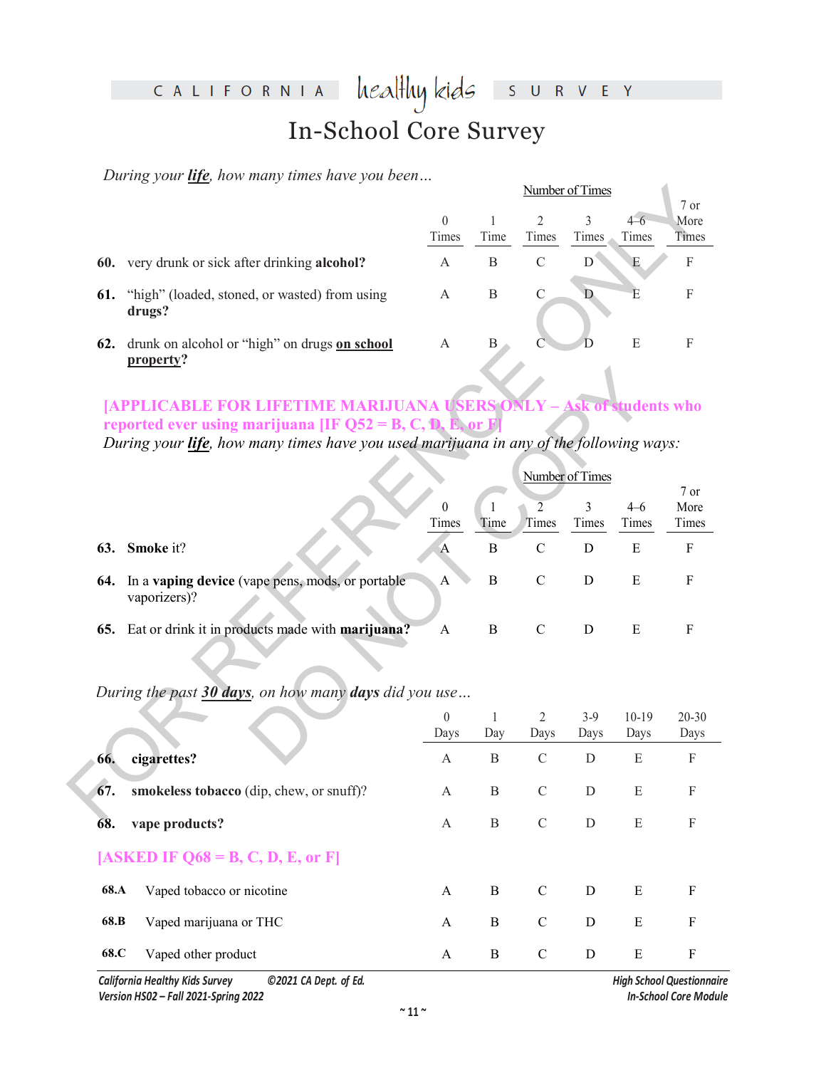# In-School Core Survey

*During your **life**, how many times have you been…*

| | Number of Times | | | | | |
|---|---|---|---|---|---|---|
| | 0 Times | 1 Time | 2 Times | 3 Times | 4–6 Times | 7 or More Times |
| **60.** very drunk or sick after drinking **alcohol?** | A | B | C | D | E | F |
| **61.** "high" (loaded, stoned, or wasted) from using **drugs?** | A | B | C | D | E | F |
| **62.** drunk on alcohol or "high" on drugs **on school property**? | A | B | C | D | E | F |

**[APPLICABLE FOR LIFETIME MARIJUANA USERS ONLY – Ask of students who reported ever using marijuana [IF Q52 = B, C, D, E, or F]**

*During your **life**, how many times have you used marijuana in any of the following ways:*

| | Number of Times | | | | | |
|---|---|---|---|---|---|---|
| | 0 Times | 1 Time | 2 Times | 3 Times | 4–6 Times | 7 or More Times |
| **63.** **Smoke** it? | A | B | C | D | E | F |
| **64.** In a **vaping device** (vape pens, mods, or portable vaporizers)? | A | B | C | D | E | F |
| **65.** Eat or drink it in products made with **marijuana?** | A | B | C | D | E | F |

*During the past **30 days**, on how many **days** did you use…*

| | 0 Days | 1 Day | 2 Days | 3-9 Days | 10-19 Days | 20-30 Days |
|---|---|---|---|---|---|---|
| **66.** **cigarettes?** | A | B | C | D | E | F |
| **67.** **smokeless tobacco** (dip, chew, or snuff)? | A | B | C | D | E | F |
| **68.** **vape products?** | A | B | C | D | E | F |
| **[ASKED IF Q68 = B, C, D, E, or F]** | | | | | | |
| **68.A** Vaped tobacco or nicotine | A | B | C | D | E | F |
| **68.B** Vaped marijuana or THC | A | B | C | D | E | F |
| **68.C** Vaped other product | A | B | C | D | E | F |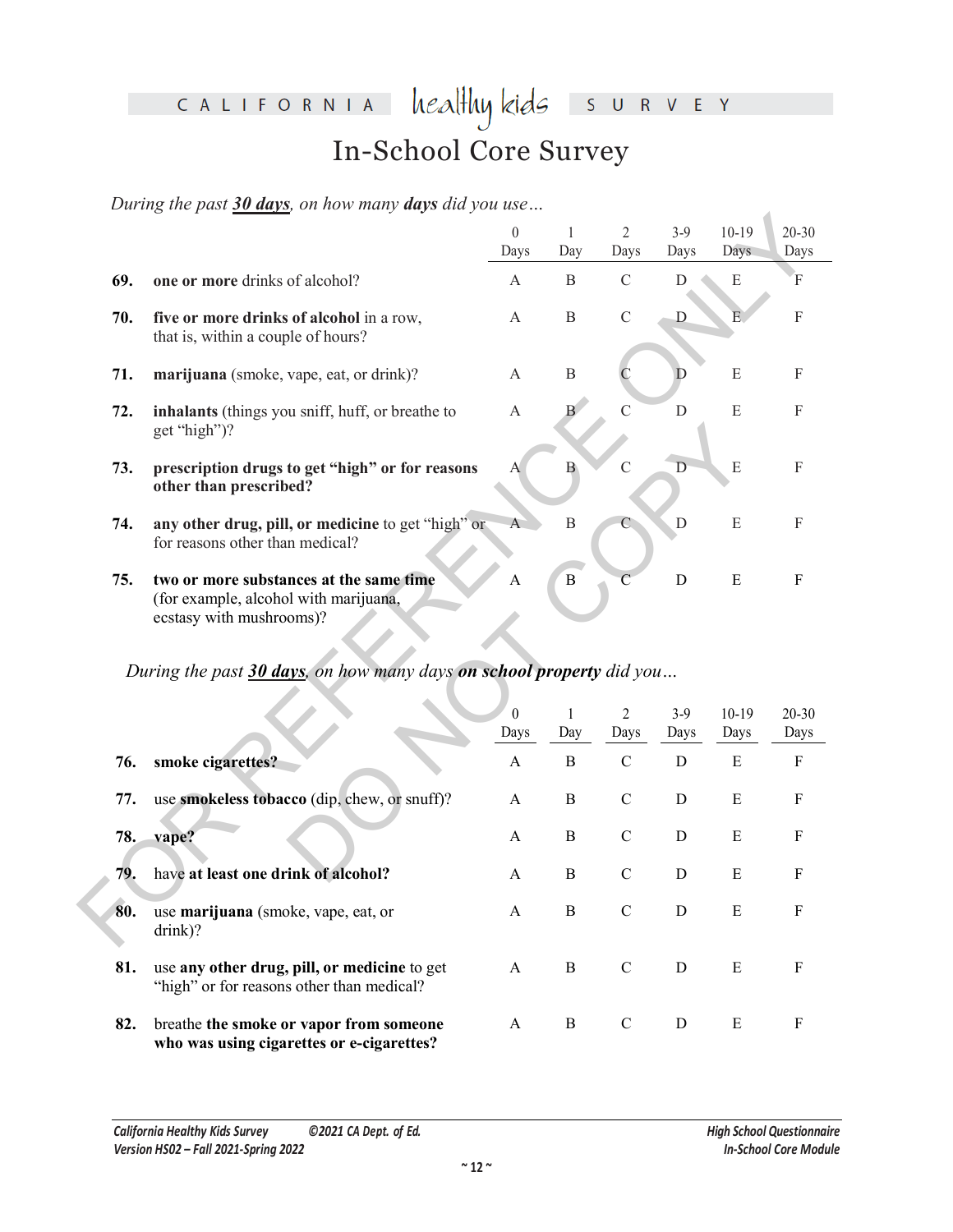# In-School Core Survey

*During the past **30 days**, on how many **days** did you use…*

| | | 0 Days | 1 Day | 2 Days | 3-9 Days | 10-19 Days | 20-30 Days |
|---|---|---|---|---|---|---|---|
| **69.** | **one or more** drinks of alcohol? | A | B | C | D | E | F |
| **70.** | **five or more drinks of alcohol** in a row, that is, within a couple of hours? | A | B | C | D | E | F |
| **71.** | **marijuana** (smoke, vape, eat, or drink)? | A | B | C | D | E | F |
| **72.** | **inhalants** (things you sniff, huff, or breathe to get "high")? | A | B | C | D | E | F |
| **73.** | **prescription drugs to get "high" or for reasons other than prescribed?** | A | B | C | D | E | F |
| **74.** | **any other drug, pill, or medicine** to get "high" or for reasons other than medical? | A | B | C | D | E | F |
| **75.** | **two or more substances at the same time** (for example, alcohol with marijuana, ecstasy with mushrooms)? | A | B | C | D | E | F |

*During the past **30 days**, on how many days **on school property** did you…*

| | | 0 Days | 1 Day | 2 Days | 3-9 Days | 10-19 Days | 20-30 Days |
|---|---|---|---|---|---|---|---|
| **76.** | **smoke cigarettes?** | A | B | C | D | E | F |
| **77.** | use **smokeless tobacco** (dip, chew, or snuff)? | A | B | C | D | E | F |
| **78.** | **vape?** | A | B | C | D | E | F |
| **79.** | have **at least one drink of alcohol?** | A | B | C | D | E | F |
| **80.** | use **marijuana** (smoke, vape, eat, or drink)? | A | B | C | D | E | F |
| **81.** | use **any other drug, pill, or medicine** to get "high" or for reasons other than medical? | A | B | C | D | E | F |
| **82.** | breathe **the smoke or vapor from someone who was using cigarettes or e-cigarettes?** | A | B | C | D | E | F |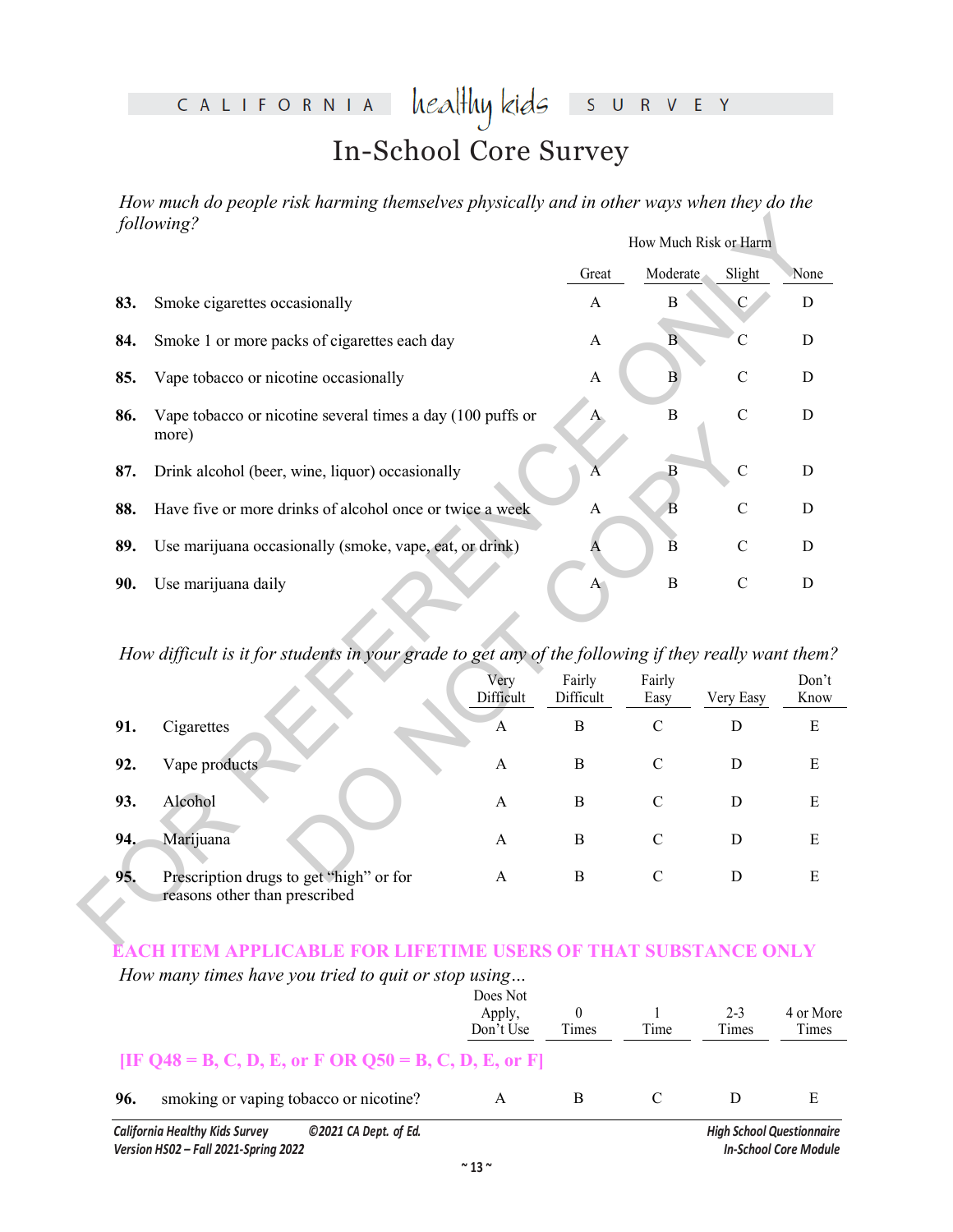# In-School Core Survey

*How much do people risk harming themselves physically and in other ways when they do the following?*

| | | How Much Risk or Harm | | | |
|---|---|---|---|---|---|
| | | Great | Moderate | Slight | None |
| **83.** | Smoke cigarettes occasionally | A | B | C | D |
| **84.** | Smoke 1 or more packs of cigarettes each day | A | B | C | D |
| **85.** | Vape tobacco or nicotine occasionally | A | B | C | D |
| **86.** | Vape tobacco or nicotine several times a day (100 puffs or more) | A | B | C | D |
| **87.** | Drink alcohol (beer, wine, liquor) occasionally | A | B | C | D |
| **88.** | Have five or more drinks of alcohol once or twice a week | A | B | C | D |
| **89.** | Use marijuana occasionally (smoke, vape, eat, or drink) | A | B | C | D |
| **90.** | Use marijuana daily | A | B | C | D |

*How difficult is it for students in your grade to get any of the following if they really want them?*

| | | Very Difficult | Fairly Difficult | Fairly Easy | Very Easy | Don't Know |
|---|---|---|---|---|---|---|
| **91.** | Cigarettes | A | B | C | D | E |
| **92.** | Vape products | A | B | C | D | E |
| **93.** | Alcohol | A | B | C | D | E |
| **94.** | Marijuana | A | B | C | D | E |
| **95.** | Prescription drugs to get "high" or for reasons other than prescribed | A | B | C | D | E |

**EACH ITEM APPLICABLE FOR LIFETIME USERS OF THAT SUBSTANCE ONLY**

*How many times have you tried to quit or stop using…*

**[IF Q48 = B, C, D, E, or F OR Q50 = B, C, D, E, or F]**

| | | Does Not Apply, Don't Use | 0 Times | 1 Time | 2-3 Times | 4 or More Times |
|---|---|---|---|---|---|---|
| **96.** | smoking or vaping tobacco or nicotine? | A | B | C | D | E |

California Healthy Kids Survey ©2021 CA Dept. of Ed.
Version HS02 – Fall 2021-Spring 2022

High School Questionnaire
In-School Core Module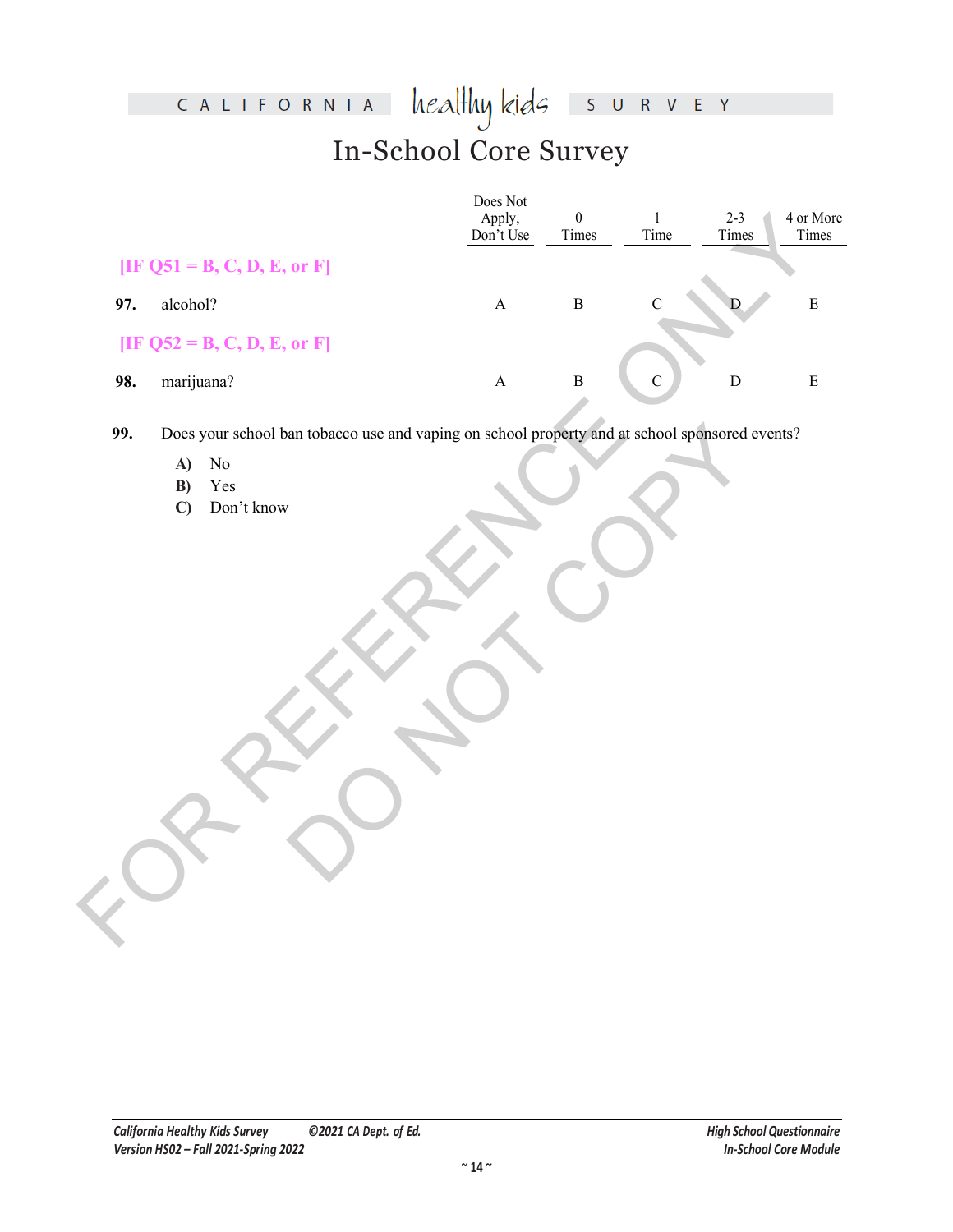# In-School Core Survey

| | Does Not Apply, Don't Use | 0 Times | 1 Time | 2-3 Times | 4 or More Times |
|---|---|---|---|---|---|
| [IF Q51 = B, C, D, E, or F] | | | | | |
| **97.** alcohol? | A | B | C | D | E |
| [IF Q52 = B, C, D, E, or F] | | | | | |
| **98.** marijuana? | A | B | C | D | E |

**99.** Does your school ban tobacco use and vaping on school property and at school sponsored events?

**A)** No
**B)** Yes
**C)** Don't know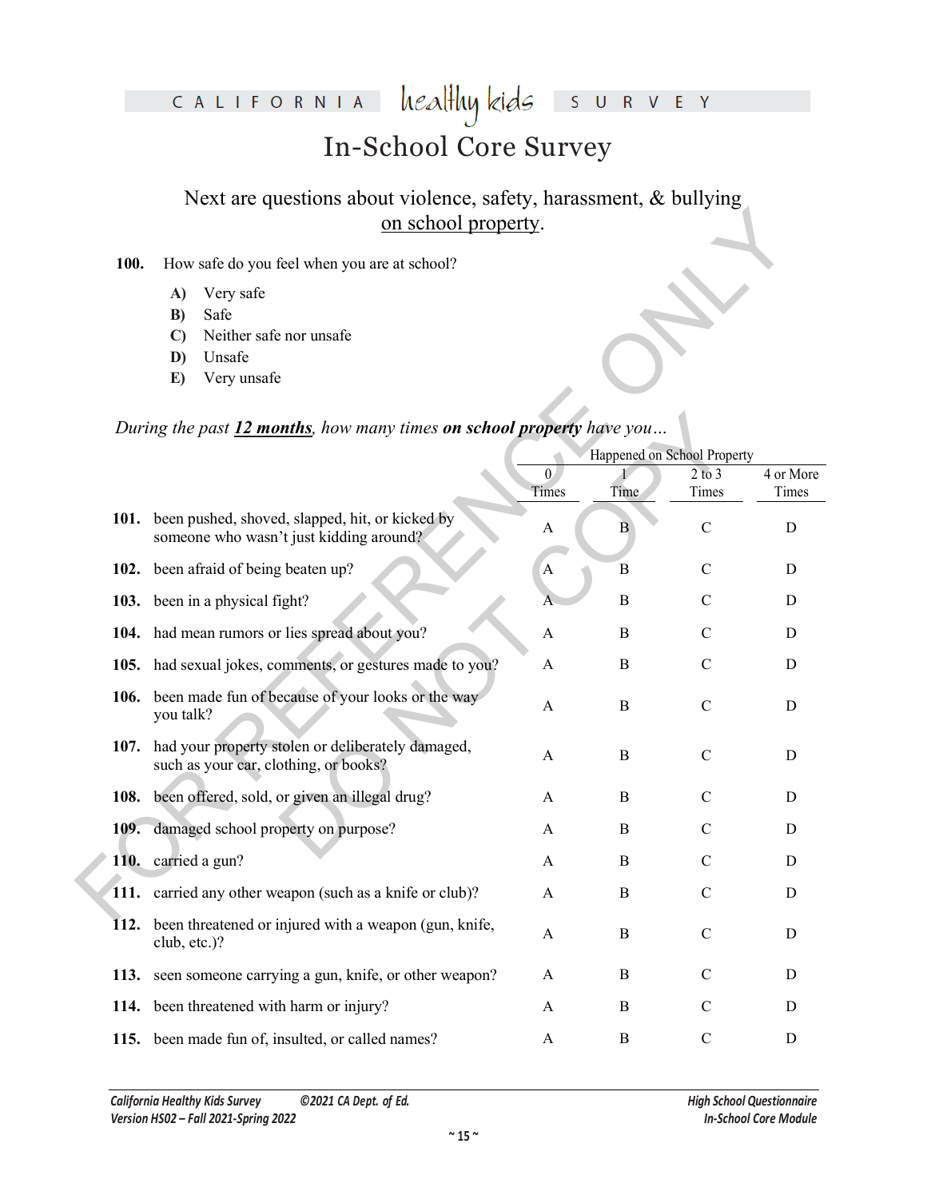# In-School Core Survey

Next are questions about violence, safety, harassment, & bullying on school property.

**100.** How safe do you feel when you are at school?

- **A)** Very safe
- **B)** Safe
- **C)** Neither safe nor unsafe
- **D)** Unsafe
- **E)** Very unsafe

*During the past **12 months**, how many times **on school property** have you…*

| | | Happened on School Property | | | |
|---|---|---|---|---|---|
| | | 0 Times | 1 Time | 2 to 3 Times | 4 or More Times |
| **101.** | been pushed, shoved, slapped, hit, or kicked by someone who wasn't just kidding around? | A | B | C | D |
| **102.** | been afraid of being beaten up? | A | B | C | D |
| **103.** | been in a physical fight? | A | B | C | D |
| **104.** | had mean rumors or lies spread about you? | A | B | C | D |
| **105.** | had sexual jokes, comments, or gestures made to you? | A | B | C | D |
| **106.** | been made fun of because of your looks or the way you talk? | A | B | C | D |
| **107.** | had your property stolen or deliberately damaged, such as your car, clothing, or books? | A | B | C | D |
| **108.** | been offered, sold, or given an illegal drug? | A | B | C | D |
| **109.** | damaged school property on purpose? | A | B | C | D |
| **110.** | carried a gun? | A | B | C | D |
| **111.** | carried any other weapon (such as a knife or club)? | A | B | C | D |
| **112.** | been threatened or injured with a weapon (gun, knife, club, etc.)? | A | B | C | D |
| **113.** | seen someone carrying a gun, knife, or other weapon? | A | B | C | D |
| **114.** | been threatened with harm or injury? | A | B | C | D |
| **115.** | been made fun of, insulted, or called names? | A | B | C | D |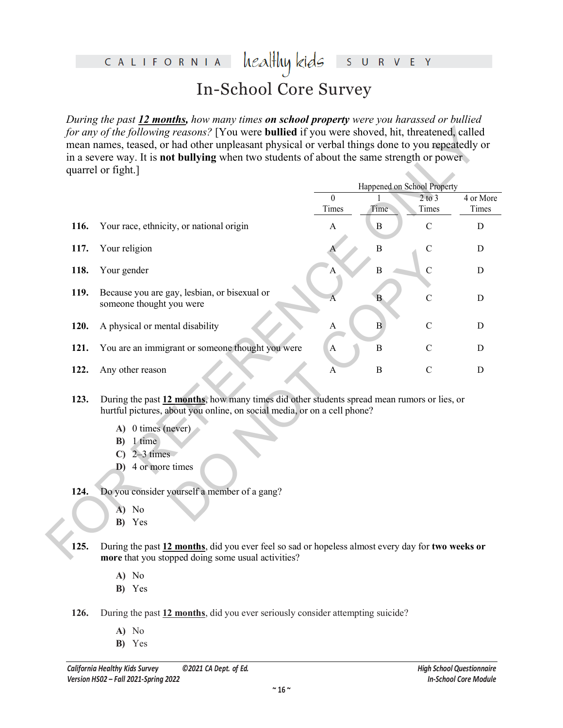CALIFORNIA healthy kids SURVEY

# In-School Core Survey

*During the past __12 months__, how many times **on school property** were you harassed or bullied for any of the following reasons?* [You were **bullied** if you were shoved, hit, threatened, called mean names, teased, or had other unpleasant physical or verbal things done to you repeatedly or in a severe way. It is **not bullying** when two students of about the same strength or power quarrel or fight.]

| | | Happened on School Property | | | |
|---|---|---|---|---|---|
| | | 0 Times | 1 Time | 2 to 3 Times | 4 or More Times |
| **116.** | Your race, ethnicity, or national origin | A | B | C | D |
| **117.** | Your religion | A | B | C | D |
| **118.** | Your gender | A | B | C | D |
| **119.** | Because you are gay, lesbian, or bisexual or someone thought you were | A | B | C | D |
| **120.** | A physical or mental disability | A | B | C | D |
| **121.** | You are an immigrant or someone thought you were | A | B | C | D |
| **122.** | Any other reason | A | B | C | D |

**123.** During the past __12 months__, how many times did other students spread mean rumors or lies, or hurtful pictures, about you online, on social media, or on a cell phone?

- **A)** 0 times (never)
- **B)** 1 time
- **C)** 2–3 times
- **D)** 4 or more times

**124.** Do you consider yourself a member of a gang?

- **A)** No
- **B)** Yes

**125.** During the past __12 months__, did you ever feel so sad or hopeless almost every day for **two weeks or more** that you stopped doing some usual activities?

- **A)** No
- **B)** Yes

**126.** During the past __12 months__, did you ever seriously consider attempting suicide?

- **A)** No
- **B)** Yes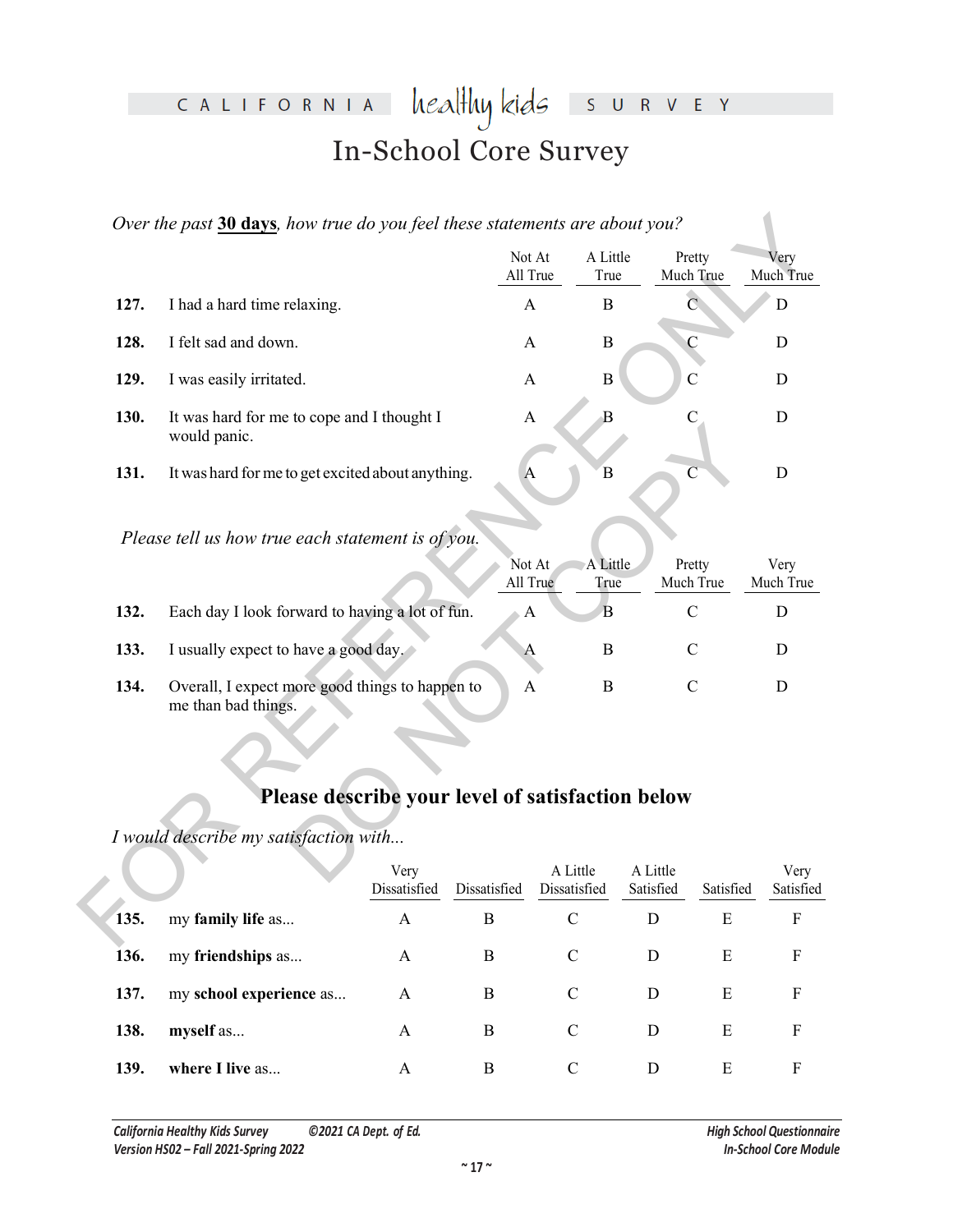# In-School Core Survey

*Over the past **30 days**, how true do you feel these statements are about you?*

| | | Not At All True | A Little True | Pretty Much True | Very Much True |
|---|---|---|---|---|---|
| **127.** | I had a hard time relaxing. | A | B | C | D |
| **128.** | I felt sad and down. | A | B | C | D |
| **129.** | I was easily irritated. | A | B | C | D |
| **130.** | It was hard for me to cope and I thought I would panic. | A | B | C | D |
| **131.** | It was hard for me to get excited about anything. | A | B | C | D |

*Please tell us how true each statement is of you.*

| | | Not At All True | A Little True | Pretty Much True | Very Much True |
|---|---|---|---|---|---|
| **132.** | Each day I look forward to having a lot of fun. | A | B | C | D |
| **133.** | I usually expect to have a good day. | A | B | C | D |
| **134.** | Overall, I expect more good things to happen to me than bad things. | A | B | C | D |

## Please describe your level of satisfaction below

*I would describe my satisfaction with...*

| | | Very Dissatisfied | Dissatisfied | A Little Dissatisfied | A Little Satisfied | Satisfied | Very Satisfied |
|---|---|---|---|---|---|---|---|
| **135.** | my **family life** as... | A | B | C | D | E | F |
| **136.** | my **friendships** as... | A | B | C | D | E | F |
| **137.** | my **school experience** as... | A | B | C | D | E | F |
| **138.** | **myself** as... | A | B | C | D | E | F |
| **139.** | **where I live** as... | A | B | C | D | E | F |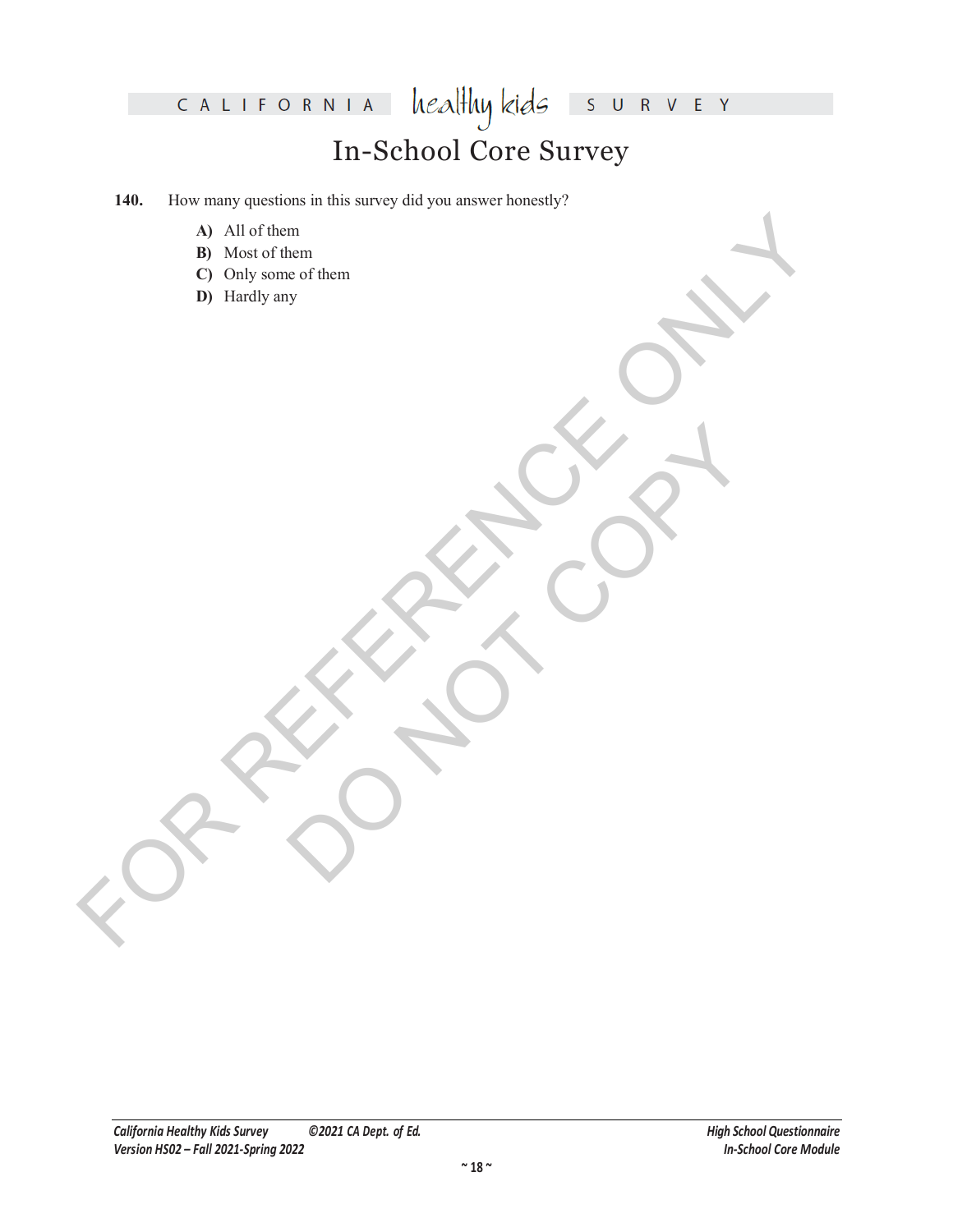**140.** How many questions in this survey did you answer honestly?

- **A)** All of them
- **B)** Most of them
- **C)** Only some of them
- **D)** Hardly any